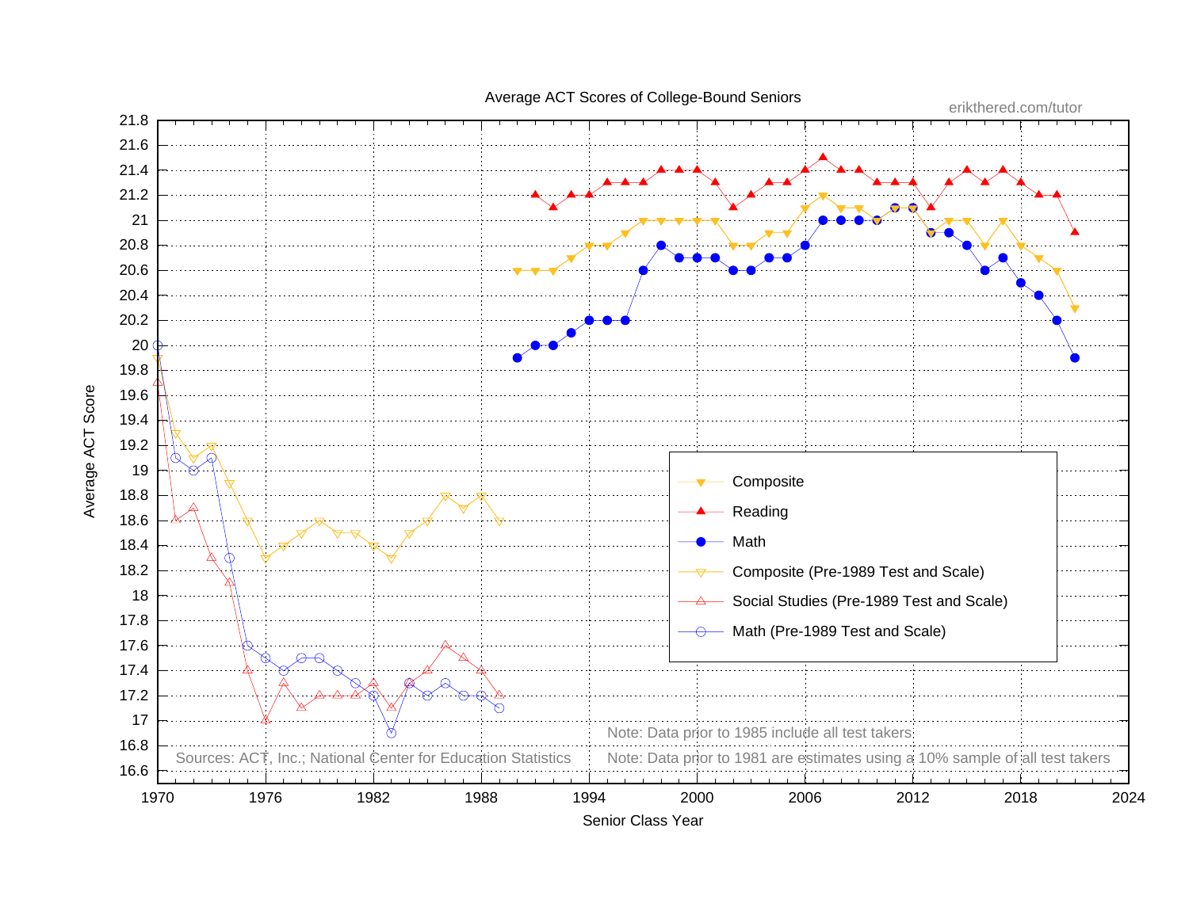Average ACT Scores of College-Bound Seniors

erikthered.com/tutor

Average ACT Score

Senior Class Year

- Composite
- Reading
- Math
- Composite (Pre-1989 Test and Scale)
- Social Studies (Pre-1989 Test and Scale)
- Math (Pre-1989 Test and Scale)

Note: Data prior to 1985 include all test takers

Note: Data prior to 1981 are estimates using a 10% sample of all test takers

Sources: ACT, Inc.; National Center for Education Statistics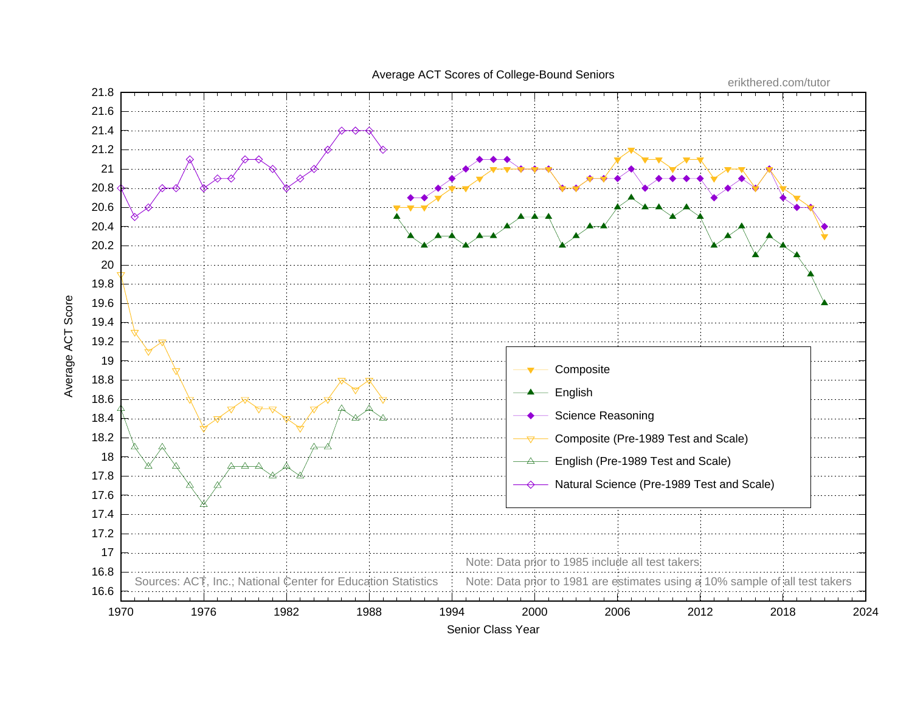Average ACT Scores of College-Bound Seniors

erikthered.com/tutor

Average ACT Score

21.8
21.6
21.4
21.2
21
20.8
20.6
20.4
20.2
20
19.8
19.6
19.4
19.2
19
18.8
18.6
18.4
18.2
18
17.8
17.6
17.4
17.2
17
16.8
16.6

1970
1976
1982
1988
1994
2000
2006
2012
2018
2024

Senior Class Year

Composite
English
Science Reasoning
Composite (Pre-1989 Test and Scale)
English (Pre-1989 Test and Scale)
Natural Science (Pre-1989 Test and Scale)

Note: Data prior to 1985 include all test takers

Note: Data prior to 1981 are estimates using a 10% sample of all test takers

Sources: ACT, Inc.; National Center for Education Statistics